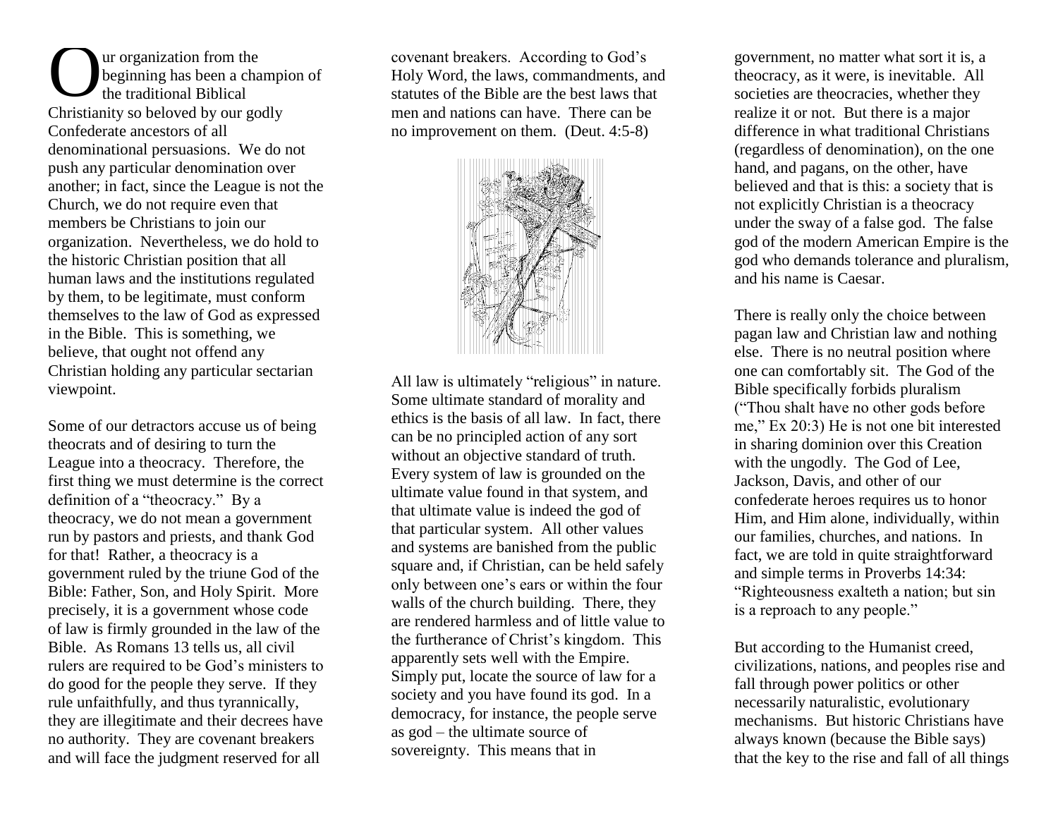Our organization from the beginning has been a champion of the traditional Biblical Christianity so beloved by our godly Confederate ancestors of all denominational persuasions. We do not push any particular denomination over another; in fact, since the League is not the Church, we do not require even that members be Christians to join our organization. Nevertheless, we do hold to the historic Christian position that all human laws and the institutions regulated by them, to be legitimate, must conform themselves to the law of God as expressed in the Bible. This is something, we believe, that ought not offend any Christian holding any particular sectarian viewpoint.

Some of our detractors accuse us of being theocrats and of desiring to turn the League into a theocracy. Therefore, the first thing we must determine is the correct definition of a "theocracy." By a theocracy, we do not mean a government run by pastors and priests, and thank God for that! Rather, a theocracy is a government ruled by the triune God of the Bible: Father, Son, and Holy Spirit. More precisely, it is a government whose code of law is firmly grounded in the law of the Bible. As Romans 13 tells us, all civil rulers are required to be God's ministers to do good for the people they serve. If they rule unfaithfully, and thus tyrannically, they are illegitimate and their decrees have no authority. They are covenant breakers and will face the judgment reserved for all covenant breakers. According to God's Holy Word, the laws, commandments, and statutes of the Bible are the best laws that men and nations can have. There can be no improvement on them. (Deut. 4:5-8)

All law is ultimately "religious" in nature. Some ultimate standard of morality and ethics is the basis of all law. In fact, there can be no principled action of any sort without an objective standard of truth. Every system of law is grounded on the ultimate value found in that system, and that ultimate value is indeed the god of that particular system. All other values and systems are banished from the public square and, if Christian, can be held safely only between one's ears or within the four walls of the church building. There, they are rendered harmless and of little value to the furtherance of Christ's kingdom. This apparently sets well with the Empire. Simply put, locate the source of law for a society and you have found its god. In a democracy, for instance, the people serve as god – the ultimate source of sovereignty. This means that in government, no matter what sort it is, a theocracy, as it were, is inevitable. All societies are theocracies, whether they realize it or not. But there is a major difference in what traditional Christians (regardless of denomination), on the one hand, and pagans, on the other, have believed and that is this: a society that is not explicitly Christian is a theocracy under the sway of a false god. The false god of the modern American Empire is the god who demands tolerance and pluralism, and his name is Caesar.

There is really only the choice between pagan law and Christian law and nothing else. There is no neutral position where one can comfortably sit. The God of the Bible specifically forbids pluralism ("Thou shalt have no other gods before me," Ex 20:3) He is not one bit interested in sharing dominion over this Creation with the ungodly. The God of Lee, Jackson, Davis, and other of our confederate heroes requires us to honor Him, and Him alone, individually, within our families, churches, and nations. In fact, we are told in quite straightforward and simple terms in Proverbs 14:34: "Righteousness exalteth a nation; but sin is a reproach to any people."

But according to the Humanist creed, civilizations, nations, and peoples rise and fall through power politics or other necessarily naturalistic, evolutionary mechanisms. But historic Christians have always known (because the Bible says) that the key to the rise and fall of all things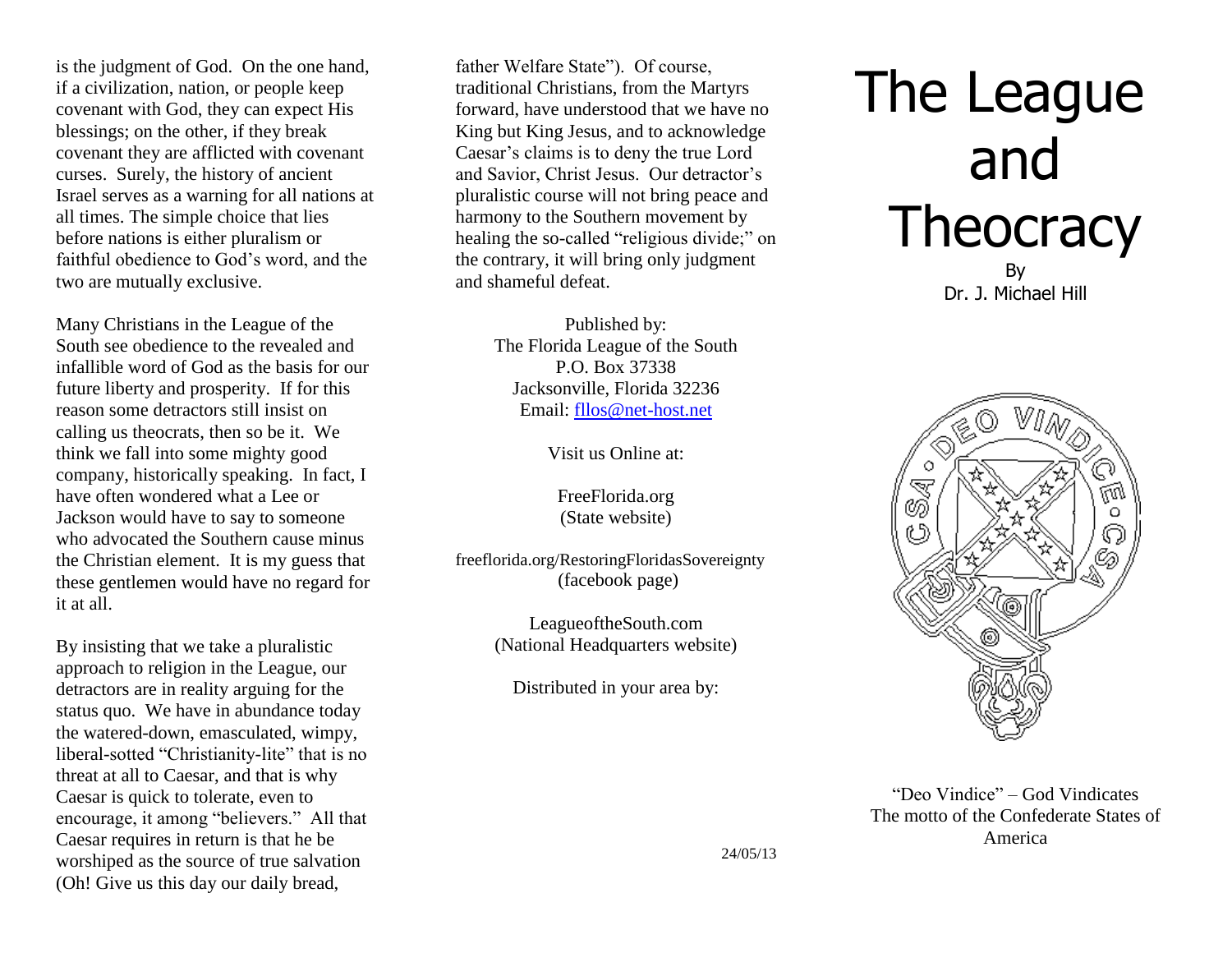is the judgment of God. On the one hand, if a civilization, nation, or people keep covenant with God, they can expect His blessings; on the other, if they break covenant they are afflicted with covenant curses. Surely, the history of ancient Israel serves as a warning for all nations at all times. The simple choice that lies before nations is either pluralism or faithful obedience to God's word, and the two are mutually exclusive.

Many Christians in the League of the South see obedience to the revealed and infallible word of God as the basis for our future liberty and prosperity. If for this reason some detractors still insist on calling us theocrats, then so be it. We think we fall into some mighty good company, historically speaking. In fact, I have often wondered what a Lee or Jackson would have to say to someone who advocated the Southern cause minus the Christian element. It is my guess that these gentlemen would have no regard for it at all.

By insisting that we take a pluralistic approach to religion in the League, our detractors are in reality arguing for the status quo. We have in abundance today the watered-down, emasculated, wimpy, liberal-sotted "Christianity-lite" that is no threat at all to Caesar, and that is why Caesar is quick to tolerate, even to encourage, it among "believers." All that Caesar requires in return is that he be worshiped as the source of true salvation (Oh! Give us this day our daily bread, father Welfare State"). Of course, traditional Christians, from the Martyrs forward, have understood that we have no King but King Jesus, and to acknowledge Caesar's claims is to deny the true Lord and Savior, Christ Jesus. Our detractor's pluralistic course will not bring peace and harmony to the Southern movement by healing the so-called "religious divide;" on the contrary, it will bring only judgment and shameful defeat.

Published by:
The Florida League of the South
P.O. Box 37338
Jacksonville, Florida 32236
Email: fllos@net-host.net

Visit us Online at:

FreeFlorida.org
(State website)

freeflorida.org/RestoringFloridasSovereignty
(facebook page)

LeagueoftheSouth.com
(National Headquarters website)

Distributed in your area by:

24/05/13

# The League and Theocracy

By
Dr. J. Michael Hill

"Deo Vindice" – God Vindicates
The motto of the Confederate States of America